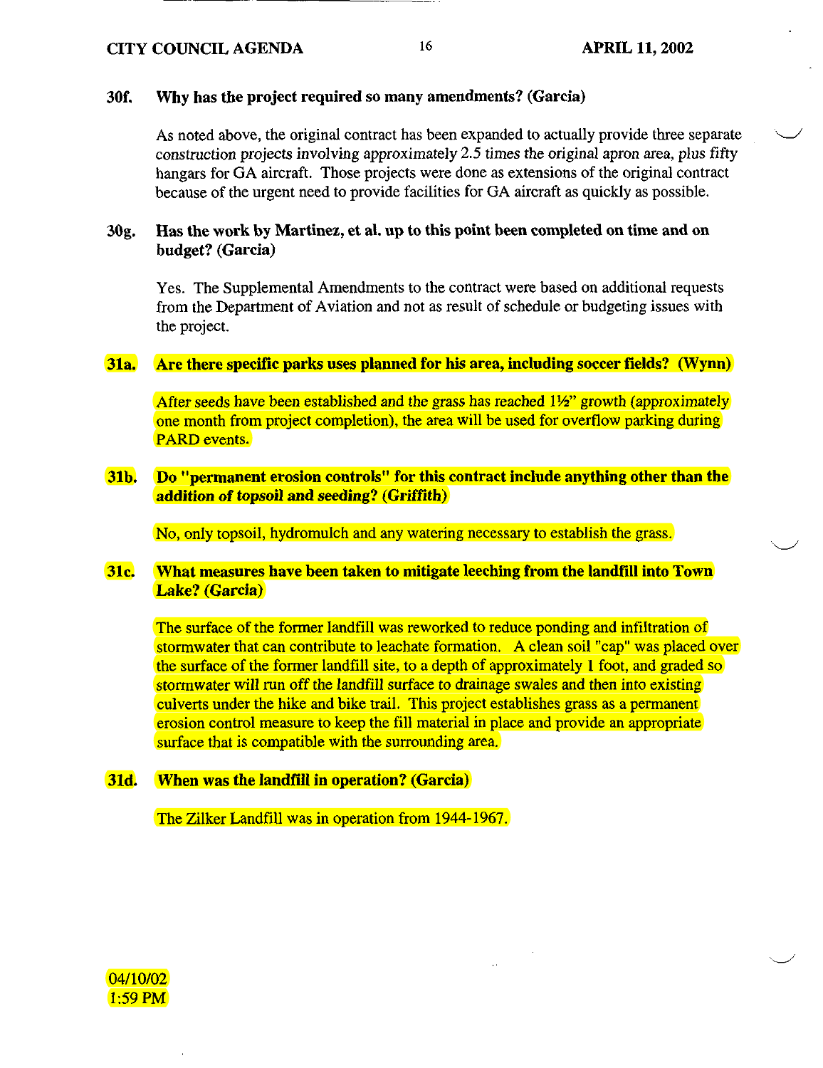**30f. Why has the project required so many amendments? (Garcia)**

As noted above, the original contract has been expanded to actually provide three separate construction projects involving approximately 2.5 times the original apron area, plus fifty hangars for GA aircraft. Those projects were done as extensions of the original contract because of the urgent need to provide facilities for GA aircraft as quickly as possible.

**30g. Has the work by Martinez, et al. up to this point been completed on time and on budget? (Garcia)**

Yes. The Supplemental Amendments to the contract were based on additional requests from the Department of Aviation and not as result of schedule or budgeting issues with the project.

**31a. Are there specific parks uses planned for his area, including soccer fields? (Wynn)**

After seeds have been established and the grass has reached 1½" growth (approximately one month from project completion), the area will be used for overflow parking during PARD events.

**31b. Do "permanent erosion controls" for this contract include anything other than the addition of topsoil and seeding? (Griffith)**

No, only topsoil, hydromulch and any watering necessary to establish the grass.

**31c. What measures have been taken to mitigate leeching from the landfill into Town Lake? (Garcia)**

The surface of the former landfill was reworked to reduce ponding and infiltration of stormwater that can contribute to leachate formation. A clean soil "cap" was placed over the surface of the former landfill site, to a depth of approximately 1 foot, and graded so stormwater will run off the landfill surface to drainage swales and then into existing culverts under the hike and bike trail. This project establishes grass as a permanent erosion control measure to keep the fill material in place and provide an appropriate surface that is compatible with the surrounding area.

**31d. When was the landfill in operation? (Garcia)**

The Zilker Landfill was in operation from 1944-1967.

04/10/02
1:59 PM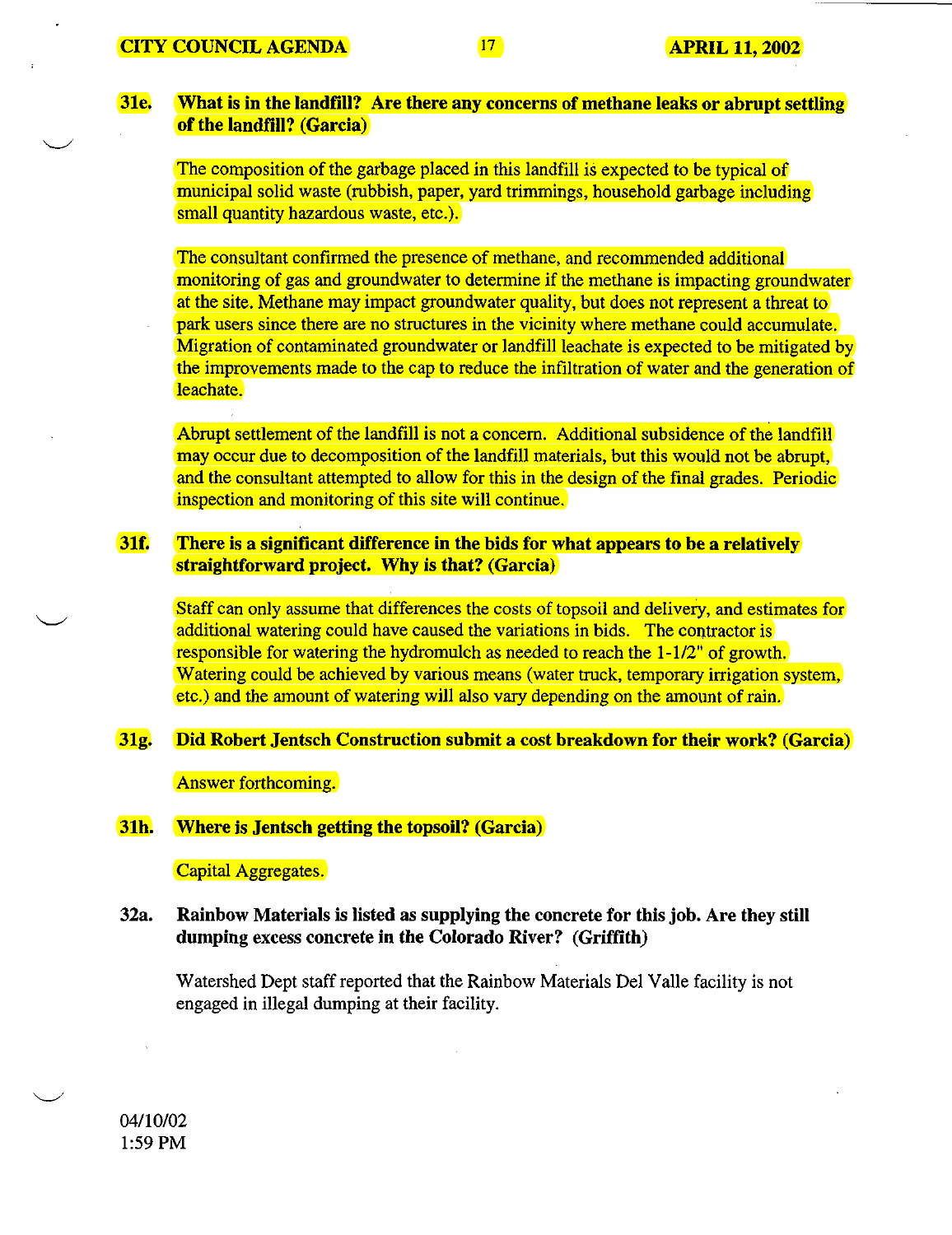**31e. What is in the landfill? Are there any concerns of methane leaks or abrupt settling of the landfill? (Garcia)**

The composition of the garbage placed in this landfill is expected to be typical of municipal solid waste (rubbish, paper, yard trimmings, household garbage including small quantity hazardous waste, etc.).

The consultant confirmed the presence of methane, and recommended additional monitoring of gas and groundwater to determine if the methane is impacting groundwater at the site. Methane may impact groundwater quality, but does not represent a threat to park users since there are no structures in the vicinity where methane could accumulate. Migration of contaminated groundwater or landfill leachate is expected to be mitigated by the improvements made to the cap to reduce the infiltration of water and the generation of leachate.

Abrupt settlement of the landfill is not a concern. Additional subsidence of the landfill may occur due to decomposition of the landfill materials, but this would not be abrupt, and the consultant attempted to allow for this in the design of the final grades. Periodic inspection and monitoring of this site will continue.

**31f. There is a significant difference in the bids for what appears to be a relatively straightforward project. Why is that? (Garcia)**

Staff can only assume that differences the costs of topsoil and delivery, and estimates for additional watering could have caused the variations in bids. The contractor is responsible for watering the hydromulch as needed to reach the 1-1/2" of growth. Watering could be achieved by various means (water truck, temporary irrigation system, etc.) and the amount of watering will also vary depending on the amount of rain.

**31g. Did Robert Jentsch Construction submit a cost breakdown for their work? (Garcia)**

Answer forthcoming.

**31h. Where is Jentsch getting the topsoil? (Garcia)**

Capital Aggregates.

**32a. Rainbow Materials is listed as supplying the concrete for this job. Are they still dumping excess concrete in the Colorado River? (Griffith)**

Watershed Dept staff reported that the Rainbow Materials Del Valle facility is not engaged in illegal dumping at their facility.

04/10/02
1:59 PM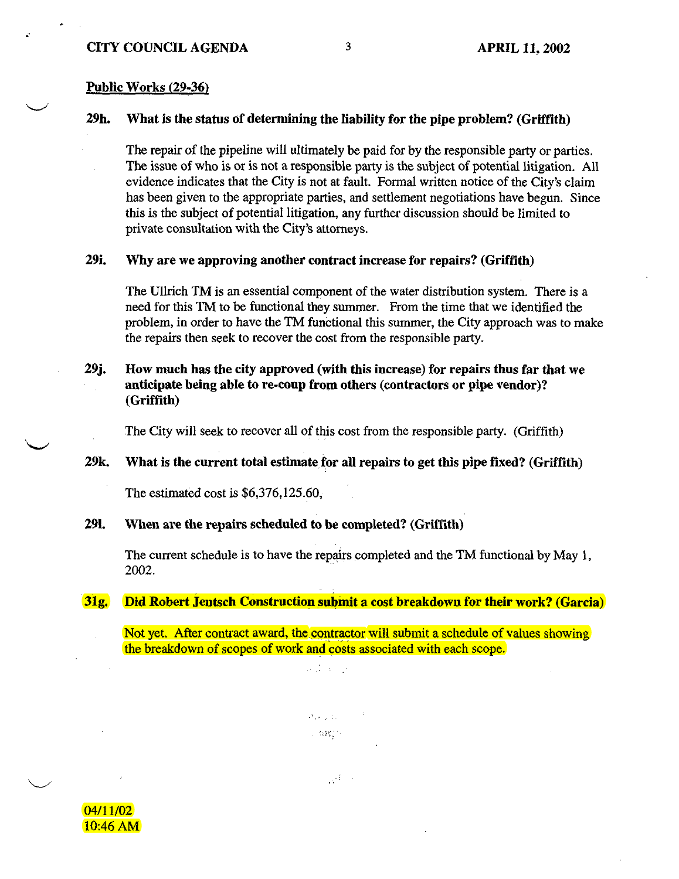## Public Works (29-36)

**29h. What is the status of determining the liability for the pipe problem? (Griffith)**

The repair of the pipeline will ultimately be paid for by the responsible party or parties. The issue of who is or is not a responsible party is the subject of potential litigation. All evidence indicates that the City is not at fault. Formal written notice of the City's claim has been given to the appropriate parties, and settlement negotiations have begun. Since this is the subject of potential litigation, any further discussion should be limited to private consultation with the City's attorneys.

**29i. Why are we approving another contract increase for repairs? (Griffith)**

The Ullrich TM is an essential component of the water distribution system. There is a need for this TM to be functional they summer. From the time that we identified the problem, in order to have the TM functional this summer, the City approach was to make the repairs then seek to recover the cost from the responsible party.

**29j. How much has the city approved (with this increase) for repairs thus far that we anticipate being able to re-coup from others (contractors or pipe vendor)? (Griffith)**

The City will seek to recover all of this cost from the responsible party. (Griffith)

**29k. What is the current total estimate for all repairs to get this pipe fixed? (Griffith)**

The estimated cost is $6,376,125.60,

**29l. When are the repairs scheduled to be completed? (Griffith)**

The current schedule is to have the repairs completed and the TM functional by May 1, 2002.

**31g. Did Robert Jentsch Construction submit a cost breakdown for their work? (Garcia)**

Not yet. After contract award, the contractor will submit a schedule of values showing the breakdown of scopes of work and costs associated with each scope.

04/11/02
10:46 AM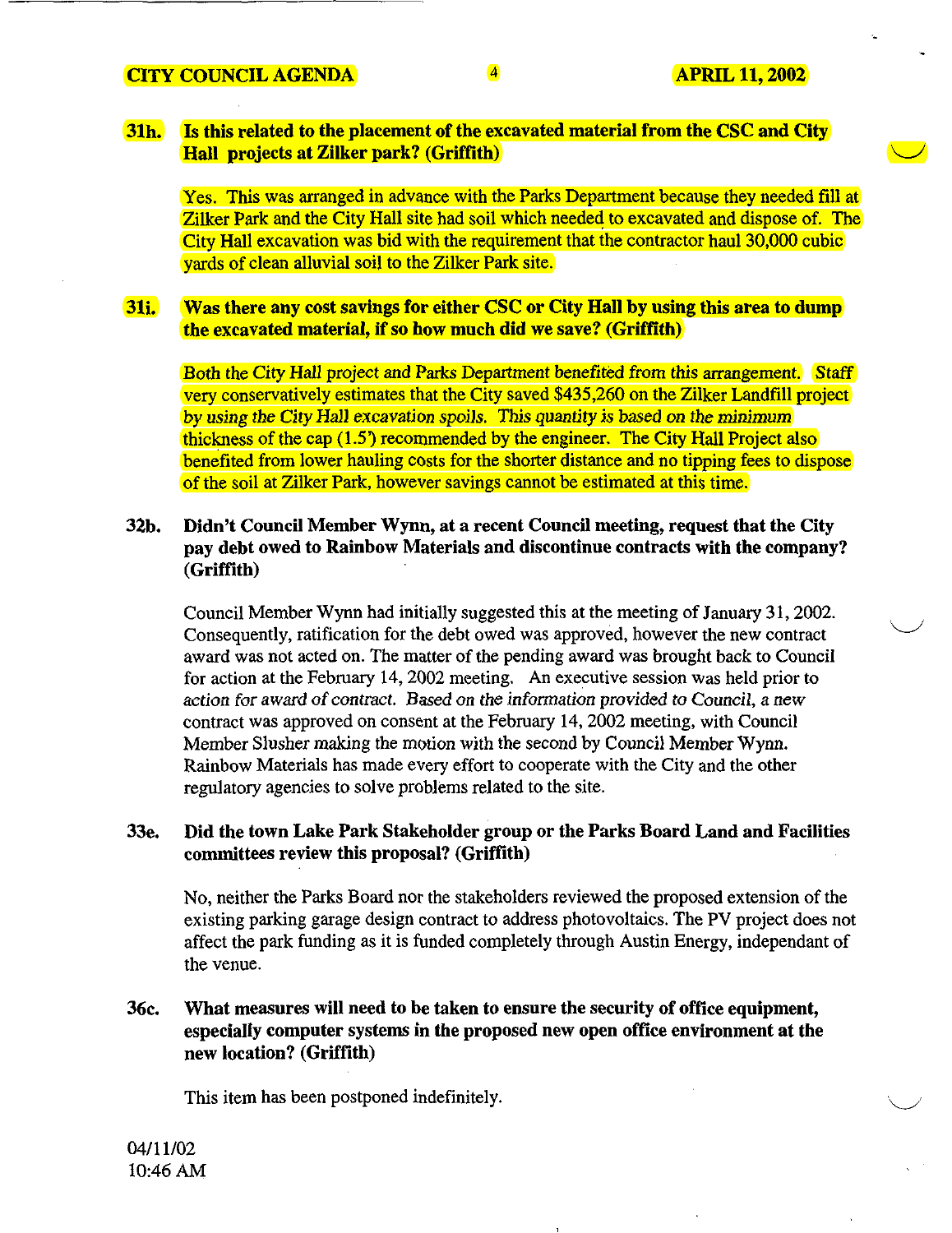**31h. Is this related to the placement of the excavated material from the CSC and City Hall projects at Zilker park? (Griffith)**

Yes. This was arranged in advance with the Parks Department because they needed fill at Zilker Park and the City Hall site had soil which needed to excavated and dispose of. The City Hall excavation was bid with the requirement that the contractor haul 30,000 cubic yards of clean alluvial soil to the Zilker Park site.

**31i. Was there any cost savings for either CSC or City Hall by using this area to dump the excavated material, if so how much did we save? (Griffith)**

Both the City Hall project and Parks Department benefited from this arrangement. Staff very conservatively estimates that the City saved $435,260 on the Zilker Landfill project by using the City Hall excavation spoils. This quantity is based on the minimum thickness of the cap (1.5') recommended by the engineer. The City Hall Project also benefited from lower hauling costs for the shorter distance and no tipping fees to dispose of the soil at Zilker Park, however savings cannot be estimated at this time.

**32b. Didn't Council Member Wynn, at a recent Council meeting, request that the City pay debt owed to Rainbow Materials and discontinue contracts with the company? (Griffith)**

Council Member Wynn had initially suggested this at the meeting of January 31, 2002. Consequently, ratification for the debt owed was approved, however the new contract award was not acted on. The matter of the pending award was brought back to Council for action at the February 14, 2002 meeting. An executive session was held prior to action for award of contract. Based on the information provided to Council, a new contract was approved on consent at the February 14, 2002 meeting, with Council Member Slusher making the motion with the second by Council Member Wynn. Rainbow Materials has made every effort to cooperate with the City and the other regulatory agencies to solve problems related to the site.

**33e. Did the town Lake Park Stakeholder group or the Parks Board Land and Facilities committees review this proposal? (Griffith)**

No, neither the Parks Board nor the stakeholders reviewed the proposed extension of the existing parking garage design contract to address photovoltaics. The PV project does not affect the park funding as it is funded completely through Austin Energy, independant of the venue.

**36c. What measures will need to be taken to ensure the security of office equipment, especially computer systems in the proposed new open office environment at the new location? (Griffith)**

This item has been postponed indefinitely.

04/11/02
10:46 AM